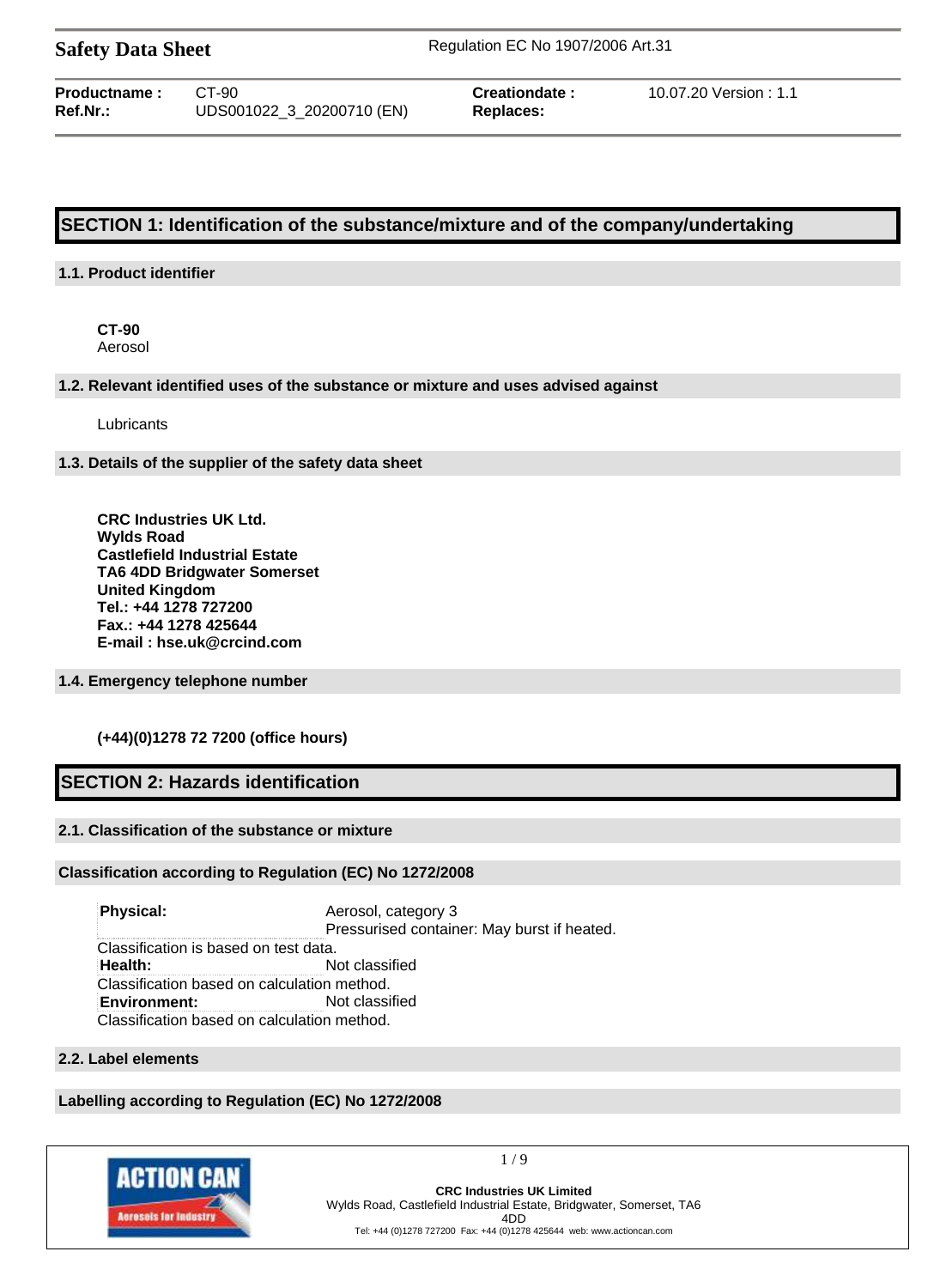**Safety Data Sheet** Regulation EC No 1907/2006 Art.31

| | | | |
|---|---|---|---|
| **Productname :** | CT-90 | **Creationdate :** | 10.07.20 Version : 1.1 |
| **Ref.Nr.:** | UDS001022_3_20200710 (EN) | **Replaces:** | |

# SECTION 1: Identification of the substance/mixture and of the company/undertaking

## 1.1. Product identifier

**CT-90**
Aerosol

## 1.2. Relevant identified uses of the substance or mixture and uses advised against

Lubricants

## 1.3. Details of the supplier of the safety data sheet

**CRC Industries UK Ltd.**
**Wylds Road**
**Castlefield Industrial Estate**
**TA6 4DD Bridgwater Somerset**
**United Kingdom**
**Tel.: +44 1278 727200**
**Fax.: +44 1278 425644**
**E-mail : hse.uk@crcind.com**

## 1.4. Emergency telephone number

**(+44)(0)1278 72 7200 (office hours)**

# SECTION 2: Hazards identification

## 2.1. Classification of the substance or mixture

### Classification according to Regulation (EC) No 1272/2008

**Physical:** Aerosol, category 3
Pressurised container: May burst if heated.
Classification is based on test data.
**Health:** Not classified
Classification based on calculation method.
**Environment:** Not classified
Classification based on calculation method.

## 2.2. Label elements

### Labelling according to Regulation (EC) No 1272/2008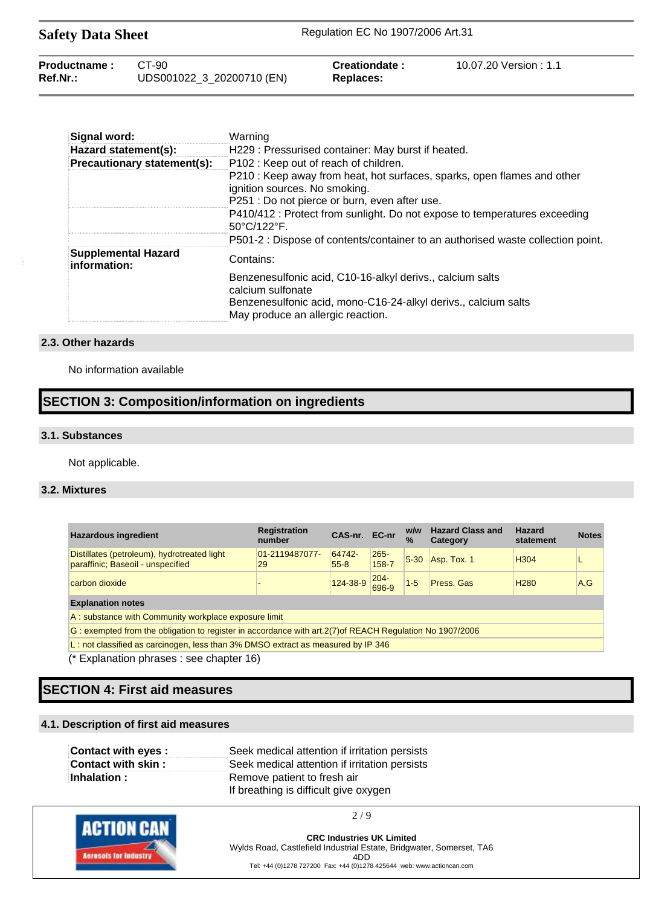| | |
|---|---|
| **Signal word:** | Warning |
| **Hazard statement(s):** | H229 : Pressurised container: May burst if heated. |
| **Precautionary statement(s):** | P102 : Keep out of reach of children. |
| | P210 : Keep away from heat, hot surfaces, sparks, open flames and other ignition sources. No smoking. P251 : Do not pierce or burn, even after use. |
| | P410/412 : Protect from sunlight. Do not expose to temperatures exceeding 50°C/122°F. |
| | P501-2 : Dispose of contents/container to an authorised waste collection point. |
| **Supplemental Hazard information:** | Contains: |
| | Benzenesulfonic acid, C10-16-alkyl derivs., calcium salts calcium sulfonate Benzenesulfonic acid, mono-C16-24-alkyl derivs., calcium salts May produce an allergic reaction. |

### 2.3. Other hazards

No information available

## SECTION 3: Composition/information on ingredients

### 3.1. Substances

Not applicable.

### 3.2. Mixtures

| Hazardous ingredient | Registration number | CAS-nr. | EC-nr | w/w % | Hazard Class and Category | Hazard statement | Notes |
|---|---|---|---|---|---|---|---|
| Distillates (petroleum), hydrotreated light paraffinic; Baseoil - unspecified | 01-2119487077-29 | 64742-55-8 | 265-158-7 | 5-30 | Asp. Tox. 1 | H304 | L |
| carbon dioxide | - | 124-38-9 | 204-696-9 | 1-5 | Press. Gas | H280 | A,G |
| **Explanation notes** | | | | | | | |
| A : substance with Community workplace exposure limit | | | | | | | |
| G : exempted from the obligation to register in accordance with art.2(7)of REACH Regulation No 1907/2006 | | | | | | | |
| L : not classified as carcinogen, less than 3% DMSO extract as measured by IP 346 | | | | | | | |

(* Explanation phrases : see chapter 16)

## SECTION 4: First aid measures

### 4.1. Description of first aid measures

| | |
|---|---|
| **Contact with eyes :** | Seek medical attention if irritation persists |
| **Contact with skin :** | Seek medical attention if irritation persists |
| **Inhalation :** | Remove patient to fresh air<br>If breathing is difficult give oxygen |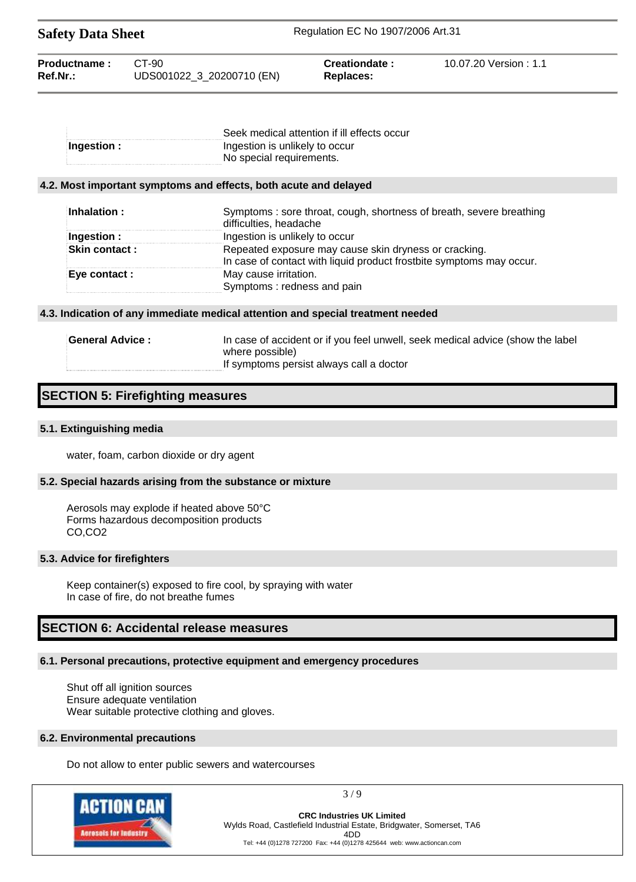| | |
|---|---|
| | Seek medical attention if ill effects occur |
| **Ingestion :** | Ingestion is unlikely to occur<br>No special requirements. |

### 4.2. Most important symptoms and effects, both acute and delayed

| | |
|---|---|
| **Inhalation :** | Symptoms : sore throat, cough, shortness of breath, severe breathing difficulties, headache |
| **Ingestion :** | Ingestion is unlikely to occur |
| **Skin contact :** | Repeated exposure may cause skin dryness or cracking.<br>In case of contact with liquid product frostbite symptoms may occur. |
| **Eye contact :** | May cause irritation.<br>Symptoms : redness and pain |

### 4.3. Indication of any immediate medical attention and special treatment needed

| | |
|---|---|
| **General Advice :** | In case of accident or if you feel unwell, seek medical advice (show the label where possible)<br>If symptoms persist always call a doctor |

## SECTION 5: Firefighting measures

### 5.1. Extinguishing media

water, foam, carbon dioxide or dry agent

### 5.2. Special hazards arising from the substance or mixture

Aerosols may explode if heated above 50°C
Forms hazardous decomposition products
CO,$CO_2$

### 5.3. Advice for firefighters

Keep container(s) exposed to fire cool, by spraying with water
In case of fire, do not breathe fumes

## SECTION 6: Accidental release measures

### 6.1. Personal precautions, protective equipment and emergency procedures

Shut off all ignition sources
Ensure adequate ventilation
Wear suitable protective clothing and gloves.

### 6.2. Environmental precautions

Do not allow to enter public sewers and watercourses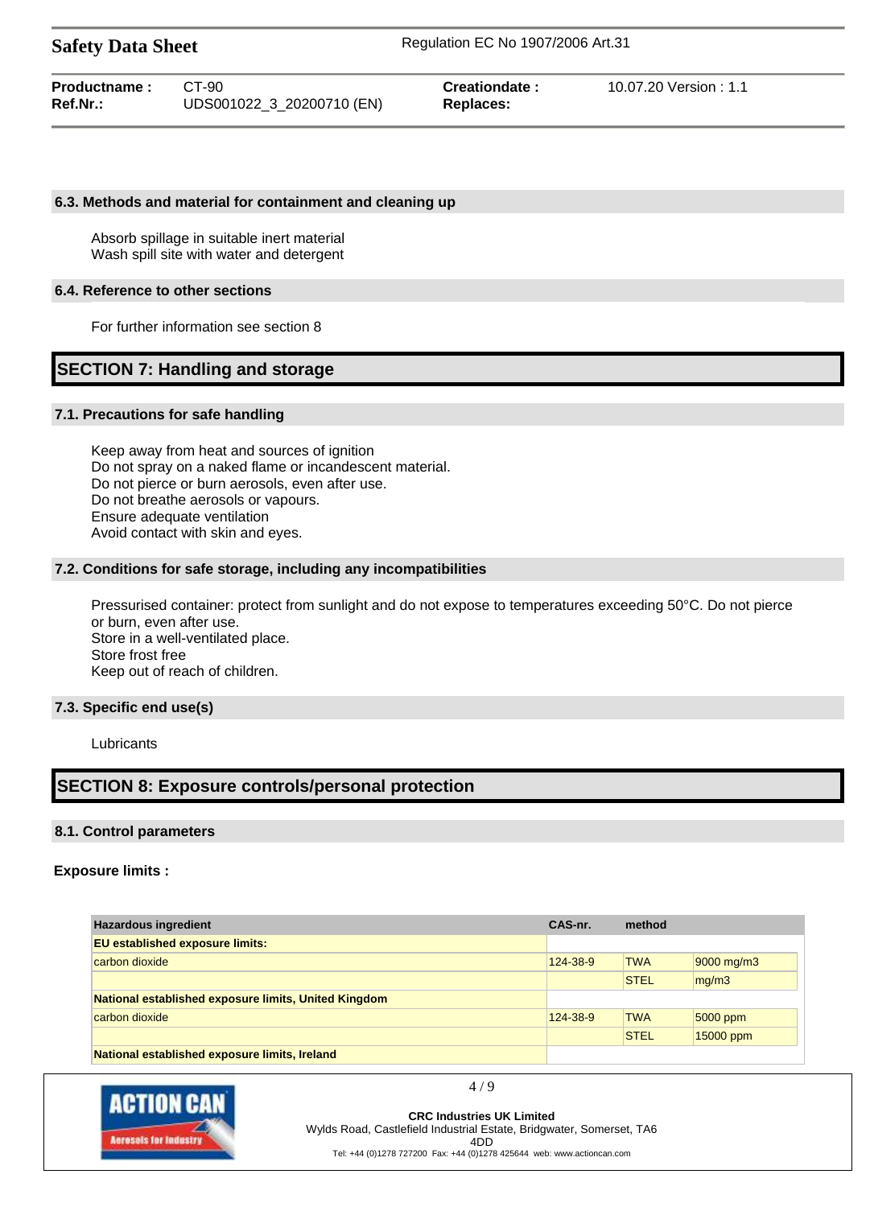### 6.3. Methods and material for containment and cleaning up

Absorb spillage in suitable inert material
Wash spill site with water and detergent

### 6.4. Reference to other sections

For further information see section 8

## SECTION 7: Handling and storage

### 7.1. Precautions for safe handling

Keep away from heat and sources of ignition
Do not spray on a naked flame or incandescent material.
Do not pierce or burn aerosols, even after use.
Do not breathe aerosols or vapours.
Ensure adequate ventilation
Avoid contact with skin and eyes.

### 7.2. Conditions for safe storage, including any incompatibilities

Pressurised container: protect from sunlight and do not expose to temperatures exceeding 50°C. Do not pierce or burn, even after use.
Store in a well-ventilated place.
Store frost free
Keep out of reach of children.

### 7.3. Specific end use(s)

Lubricants

## SECTION 8: Exposure controls/personal protection

### 8.1. Control parameters

**Exposure limits :**

| Hazardous ingredient | CAS-nr. | method | |
|---|---|---|---|
| **EU established exposure limits:** | | | |
| carbon dioxide | 124-38-9 | TWA | 9000 mg/m3 |
| | | STEL | mg/m3 |
| **National established exposure limits, United Kingdom** | | | |
| carbon dioxide | 124-38-9 | TWA | 5000 ppm |
| | | STEL | 15000 ppm |
| **National established exposure limits, Ireland** | | | |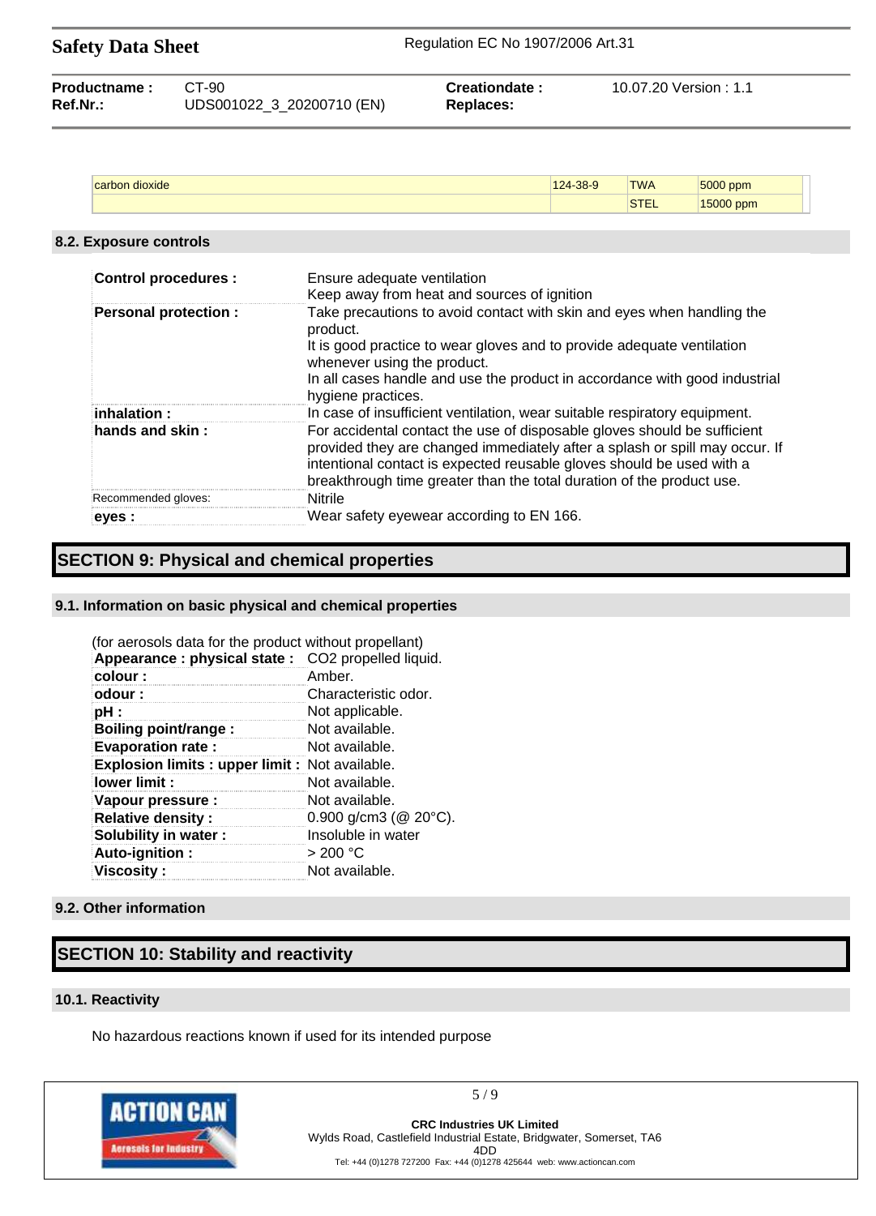| carbon dioxide | 124-38-9 | TWA | 5000 ppm |
|---|---|---|---|
| | | STEL | 15000 ppm |

### 8.2. Exposure controls

| | |
|---|---|
| **Control procedures :** | Ensure adequate ventilation<br>Keep away from heat and sources of ignition |
| **Personal protection :** | Take precautions to avoid contact with skin and eyes when handling the product.<br>It is good practice to wear gloves and to provide adequate ventilation whenever using the product.<br>In all cases handle and use the product in accordance with good industrial hygiene practices. |
| **inhalation :** | In case of insufficient ventilation, wear suitable respiratory equipment. |
| **hands and skin :** | For accidental contact the use of disposable gloves should be sufficient provided they are changed immediately after a splash or spill may occur. If intentional contact is expected reusable gloves should be used with a breakthrough time greater than the total duration of the product use. |
| Recommended gloves: | Nitrile |
| **eyes :** | Wear safety eyewear according to EN 166. |

## SECTION 9: Physical and chemical properties

### 9.1. Information on basic physical and chemical properties

(for aerosols data for the product without propellant)

| | |
|---|---|
| **Appearance : physical state :** | $CO_2$ propelled liquid. |
| **colour :** | Amber. |
| **odour :** | Characteristic odor. |
| **pH :** | Not applicable. |
| **Boiling point/range :** | Not available. |
| **Evaporation rate :** | Not available. |
| **Explosion limits : upper limit :** | Not available. |
| **lower limit :** | Not available. |
| **Vapour pressure :** | Not available. |
| **Relative density :** | 0.900 g/cm3 (@ 20°C). |
| **Solubility in water :** | Insoluble in water |
| **Auto-ignition :** | > 200 °C |
| **Viscosity :** | Not available. |

### 9.2. Other information

## SECTION 10: Stability and reactivity

### 10.1. Reactivity

No hazardous reactions known if used for its intended purpose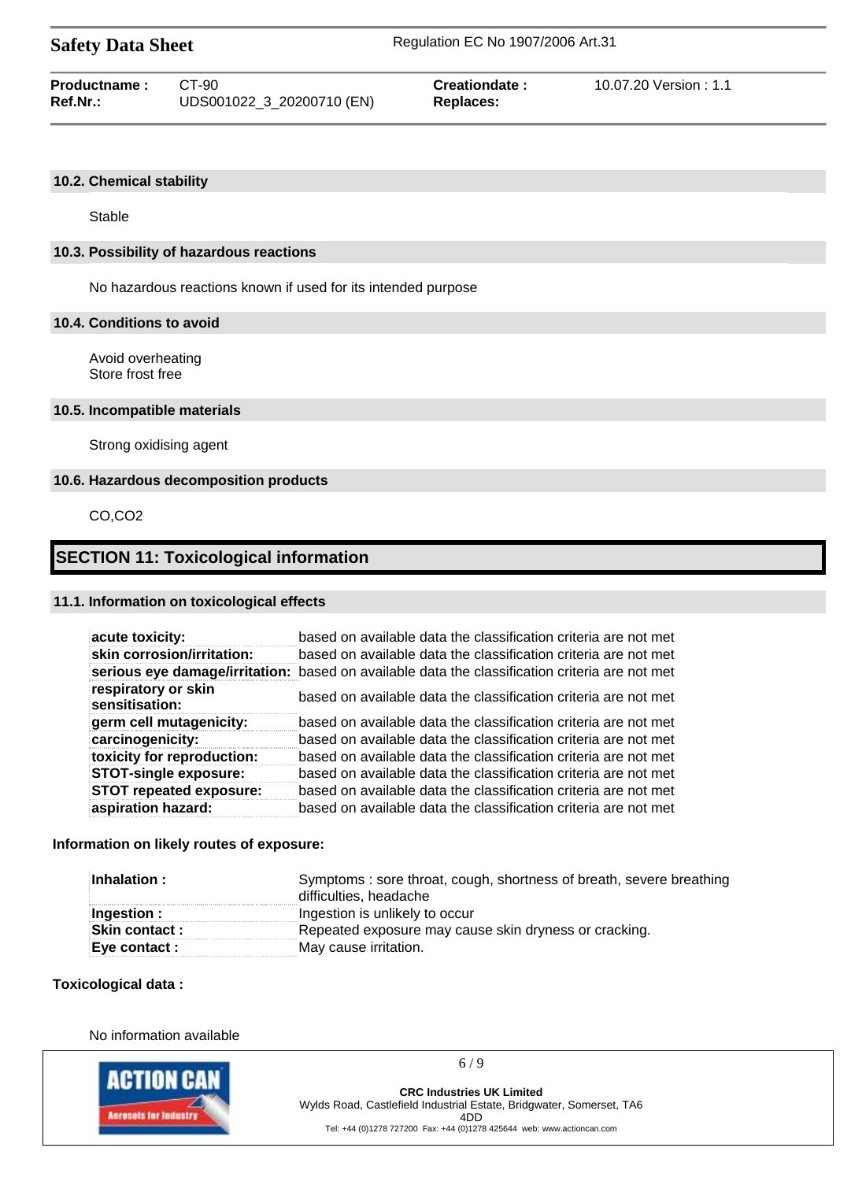### 10.2. Chemical stability

Stable

### 10.3. Possibility of hazardous reactions

No hazardous reactions known if used for its intended purpose

### 10.4. Conditions to avoid

Avoid overheating
Store frost free

### 10.5. Incompatible materials

Strong oxidising agent

### 10.6. Hazardous decomposition products

CO,$CO_2$

## SECTION 11: Toxicological information

### 11.1. Information on toxicological effects

| | |
|---|---|
| **acute toxicity:** | based on available data the classification criteria are not met |
| **skin corrosion/irritation:** | based on available data the classification criteria are not met |
| **serious eye damage/irritation:** | based on available data the classification criteria are not met |
| **respiratory or skin sensitisation:** | based on available data the classification criteria are not met |
| **germ cell mutagenicity:** | based on available data the classification criteria are not met |
| **carcinogenicity:** | based on available data the classification criteria are not met |
| **toxicity for reproduction:** | based on available data the classification criteria are not met |
| **STOT-single exposure:** | based on available data the classification criteria are not met |
| **STOT repeated exposure:** | based on available data the classification criteria are not met |
| **aspiration hazard:** | based on available data the classification criteria are not met |

**Information on likely routes of exposure:**

| | |
|---|---|
| **Inhalation :** | Symptoms : sore throat, cough, shortness of breath, severe breathing difficulties, headache |
| **Ingestion :** | Ingestion is unlikely to occur |
| **Skin contact :** | Repeated exposure may cause skin dryness or cracking. |
| **Eye contact :** | May cause irritation. |

**Toxicological data :**

No information available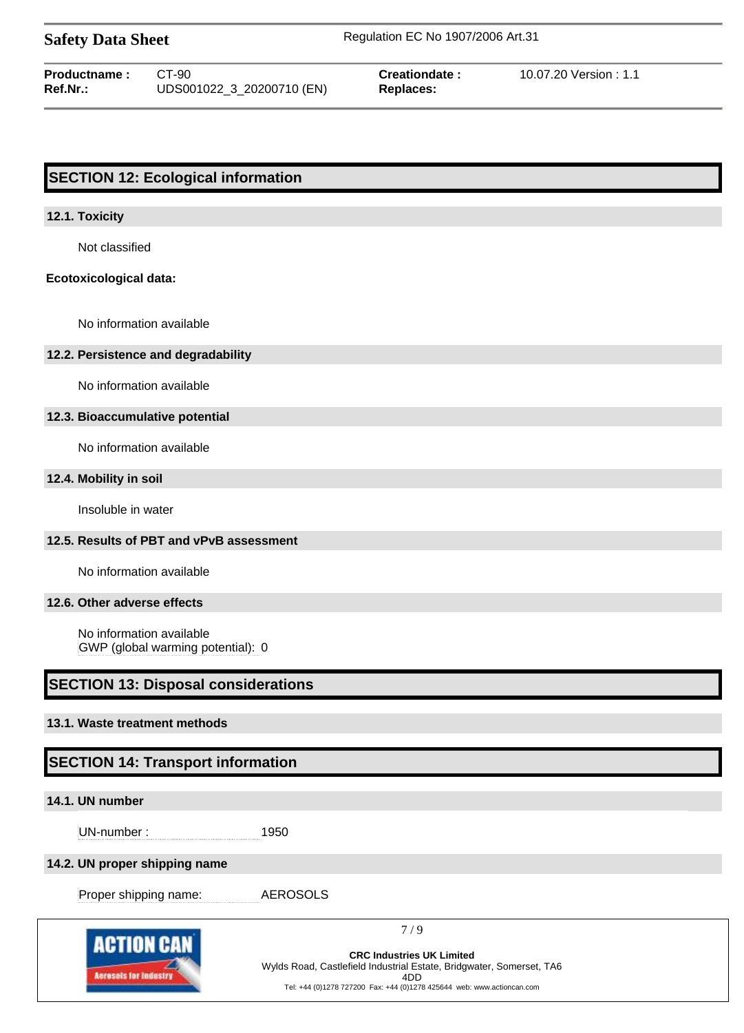## SECTION 12: Ecological information

### 12.1. Toxicity

Not classified

**Ecotoxicological data:**

No information available

### 12.2. Persistence and degradability

No information available

### 12.3. Bioaccumulative potential

No information available

### 12.4. Mobility in soil

Insoluble in water

### 12.5. Results of PBT and vPvB assessment

No information available

### 12.6. Other adverse effects

No information available
GWP (global warming potential): 0

## SECTION 13: Disposal considerations

### 13.1. Waste treatment methods

## SECTION 14: Transport information

### 14.1. UN number

UN-number : 1950

### 14.2. UN proper shipping name

Proper shipping name: AEROSOLS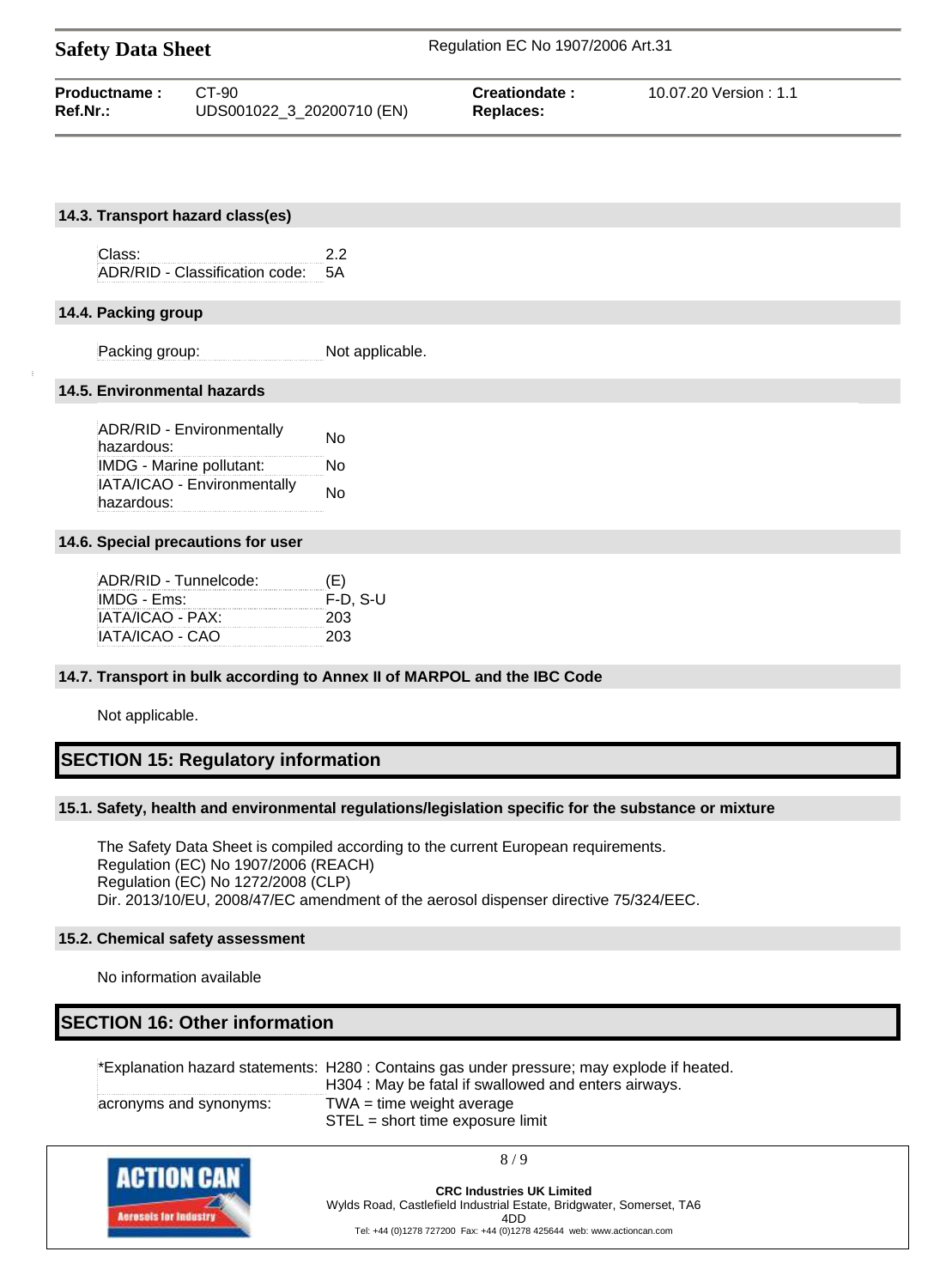### 14.3. Transport hazard class(es)

| | |
|---|---|
| Class: | 2.2 |
| ADR/RID - Classification code: | 5A |

### 14.4. Packing group

| | |
|---|---|
| Packing group: | Not applicable. |

### 14.5. Environmental hazards

| | |
|---|---|
| ADR/RID - Environmentally hazardous: | No |
| IMDG - Marine pollutant: | No |
| IATA/ICAO - Environmentally hazardous: | No |

### 14.6. Special precautions for user

| | |
|---|---|
| ADR/RID - Tunnelcode: | (E) |
| IMDG - Ems: | F-D, S-U |
| IATA/ICAO - PAX: | 203 |
| IATA/ICAO - CAO | 203 |

### 14.7. Transport in bulk according to Annex II of MARPOL and the IBC Code

Not applicable.

## SECTION 15: Regulatory information

### 15.1. Safety, health and environmental regulations/legislation specific for the substance or mixture

The Safety Data Sheet is compiled according to the current European requirements.
Regulation (EC) No 1907/2006 (REACH)
Regulation (EC) No 1272/2008 (CLP)
Dir. 2013/10/EU, 2008/47/EC amendment of the aerosol dispenser directive 75/324/EEC.

### 15.2. Chemical safety assessment

No information available

## SECTION 16: Other information

| | |
|---|---|
| *Explanation hazard statements: | H280 : Contains gas under pressure; may explode if heated.<br>H304 : May be fatal if swallowed and enters airways. |
| acronyms and synonyms: | TWA = time weight average<br>STEL = short time exposure limit |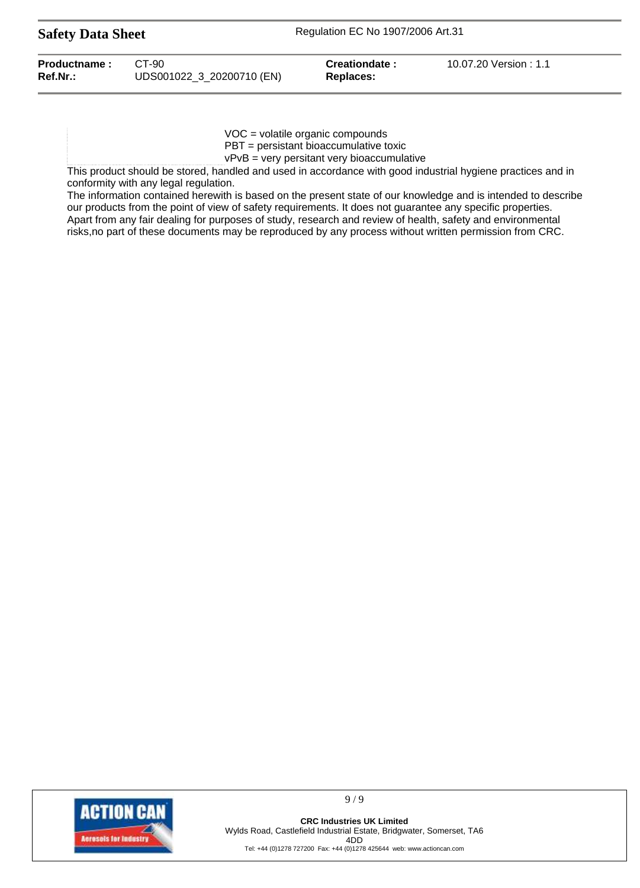VOC = volatile organic compounds
PBT = persistant bioaccumulative toxic
vPvB = very persitant very bioaccumulative

This product should be stored, handled and used in accordance with good industrial hygiene practices and in conformity with any legal regulation.

The information contained herewith is based on the present state of our knowledge and is intended to describe our products from the point of view of safety requirements. It does not guarantee any specific properties.
Apart from any fair dealing for purposes of study, research and review of health, safety and environmental risks,no part of these documents may be reproduced by any process without written permission from CRC.